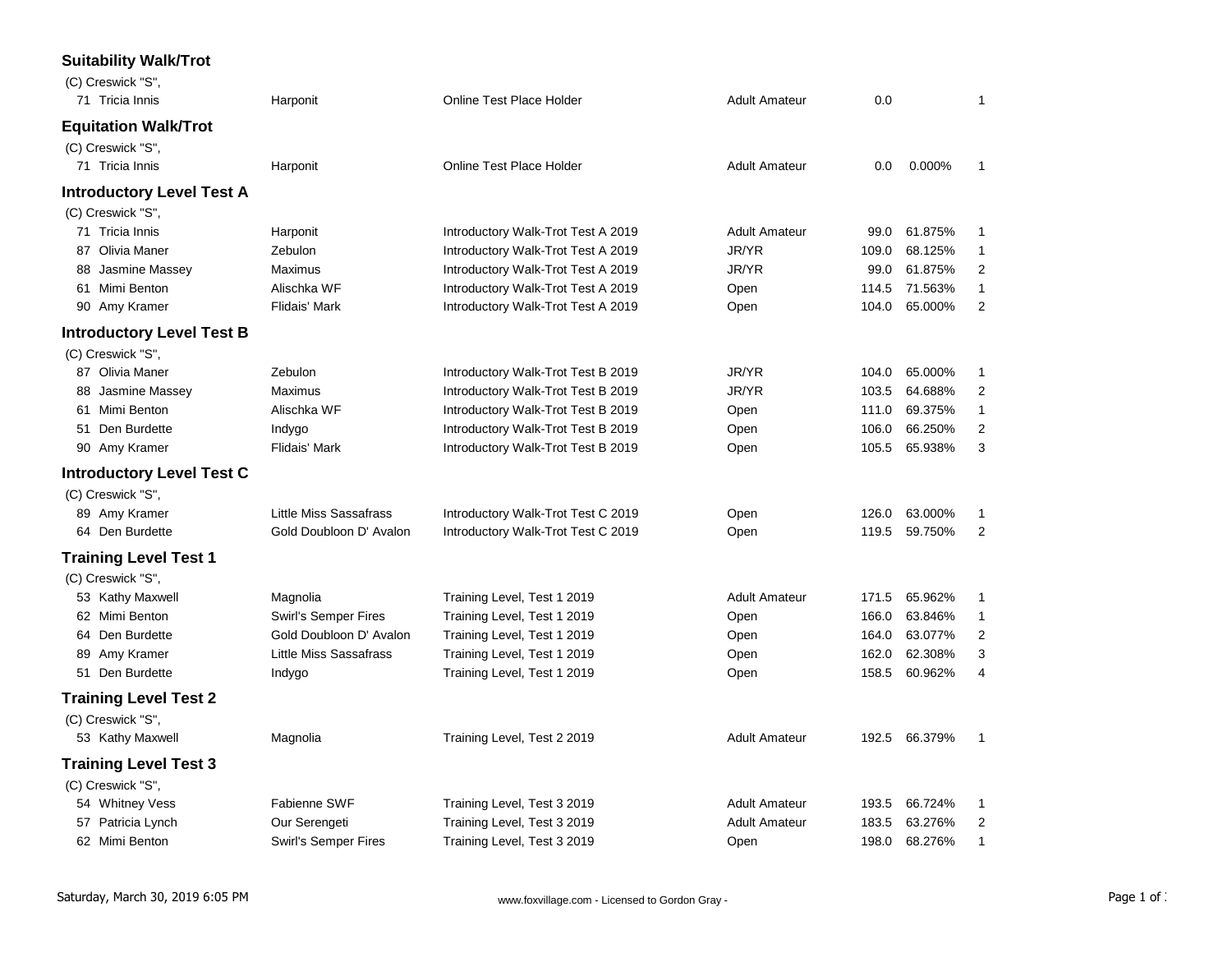### Suitability Walk/Trot

(C) Creswick "S",

| | Rider | Horse | Test | Division | Score | % | Place |
|---|---|---|---|---|---|---|---|
| 71 | Tricia Innis | Harponit | Online Test Place Holder | Adult Amateur | 0.0 | | 1 |

### Equitation Walk/Trot

(C) Creswick "S",

| | Rider | Horse | Test | Division | Score | % | Place |
|---|---|---|---|---|---|---|---|
| 71 | Tricia Innis | Harponit | Online Test Place Holder | Adult Amateur | 0.0 | 0.000% | 1 |

### Introductory Level Test A

(C) Creswick "S",

| | Rider | Horse | Test | Division | Score | % | Place |
|---|---|---|---|---|---|---|---|
| 71 | Tricia Innis | Harponit | Introductory Walk-Trot Test A 2019 | Adult Amateur | 99.0 | 61.875% | 1 |
| 87 | Olivia Maner | Zebulon | Introductory Walk-Trot Test A 2019 | JR/YR | 109.0 | 68.125% | 1 |
| 88 | Jasmine Massey | Maximus | Introductory Walk-Trot Test A 2019 | JR/YR | 99.0 | 61.875% | 2 |
| 61 | Mimi Benton | Alischka WF | Introductory Walk-Trot Test A 2019 | Open | 114.5 | 71.563% | 1 |
| 90 | Amy Kramer | Flidais' Mark | Introductory Walk-Trot Test A 2019 | Open | 104.0 | 65.000% | 2 |

### Introductory Level Test B

(C) Creswick "S",

| | Rider | Horse | Test | Division | Score | % | Place |
|---|---|---|---|---|---|---|---|
| 87 | Olivia Maner | Zebulon | Introductory Walk-Trot Test B 2019 | JR/YR | 104.0 | 65.000% | 1 |
| 88 | Jasmine Massey | Maximus | Introductory Walk-Trot Test B 2019 | JR/YR | 103.5 | 64.688% | 2 |
| 61 | Mimi Benton | Alischka WF | Introductory Walk-Trot Test B 2019 | Open | 111.0 | 69.375% | 1 |
| 51 | Den Burdette | Indygo | Introductory Walk-Trot Test B 2019 | Open | 106.0 | 66.250% | 2 |
| 90 | Amy Kramer | Flidais' Mark | Introductory Walk-Trot Test B 2019 | Open | 105.5 | 65.938% | 3 |

### Introductory Level Test C

(C) Creswick "S",

| | Rider | Horse | Test | Division | Score | % | Place |
|---|---|---|---|---|---|---|---|
| 89 | Amy Kramer | Little Miss Sassafrass | Introductory Walk-Trot Test C 2019 | Open | 126.0 | 63.000% | 1 |
| 64 | Den Burdette | Gold Doubloon D' Avalon | Introductory Walk-Trot Test C 2019 | Open | 119.5 | 59.750% | 2 |

### Training Level Test 1

(C) Creswick "S",

| | Rider | Horse | Test | Division | Score | % | Place |
|---|---|---|---|---|---|---|---|
| 53 | Kathy Maxwell | Magnolia | Training Level, Test 1 2019 | Adult Amateur | 171.5 | 65.962% | 1 |
| 62 | Mimi Benton | Swirl's Semper Fires | Training Level, Test 1 2019 | Open | 166.0 | 63.846% | 1 |
| 64 | Den Burdette | Gold Doubloon D' Avalon | Training Level, Test 1 2019 | Open | 164.0 | 63.077% | 2 |
| 89 | Amy Kramer | Little Miss Sassafrass | Training Level, Test 1 2019 | Open | 162.0 | 62.308% | 3 |
| 51 | Den Burdette | Indygo | Training Level, Test 1 2019 | Open | 158.5 | 60.962% | 4 |

### Training Level Test 2

(C) Creswick "S",

| | Rider | Horse | Test | Division | Score | % | Place |
|---|---|---|---|---|---|---|---|
| 53 | Kathy Maxwell | Magnolia | Training Level, Test 2 2019 | Adult Amateur | 192.5 | 66.379% | 1 |

### Training Level Test 3

(C) Creswick "S",

| | Rider | Horse | Test | Division | Score | % | Place |
|---|---|---|---|---|---|---|---|
| 54 | Whitney Vess | Fabienne SWF | Training Level, Test 3 2019 | Adult Amateur | 193.5 | 66.724% | 1 |
| 57 | Patricia Lynch | Our Serengeti | Training Level, Test 3 2019 | Adult Amateur | 183.5 | 63.276% | 2 |
| 62 | Mimi Benton | Swirl's Semper Fires | Training Level, Test 3 2019 | Open | 198.0 | 68.276% | 1 |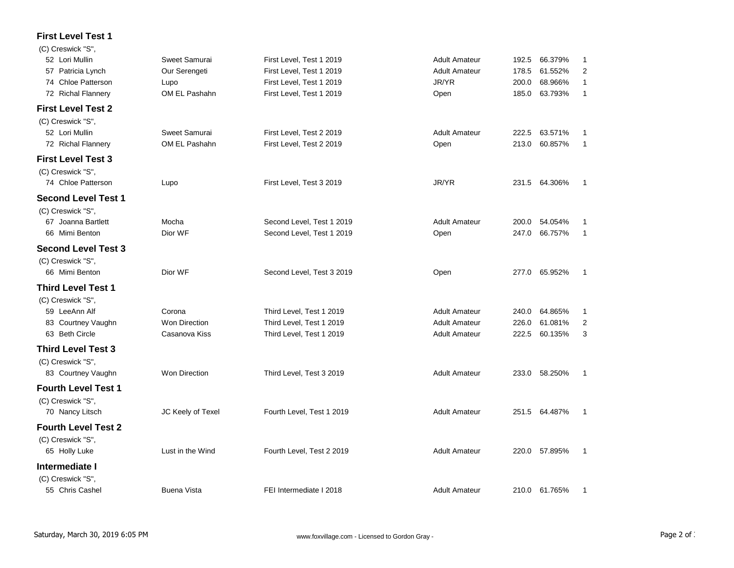### First Level Test 1

(C) Creswick "S",

| No. | Rider | Horse | Test | Division | Score | Percent | Place |
|---|---|---|---|---|---|---|---|
| 52 | Lori Mullin | Sweet Samurai | First Level, Test 1 2019 | Adult Amateur | 192.5 | 66.379% | 1 |
| 57 | Patricia Lynch | Our Serengeti | First Level, Test 1 2019 | Adult Amateur | 178.5 | 61.552% | 2 |
| 74 | Chloe Patterson | Lupo | First Level, Test 1 2019 | JR/YR | 200.0 | 68.966% | 1 |
| 72 | Richal Flannery | OM EL Pashahn | First Level, Test 1 2019 | Open | 185.0 | 63.793% | 1 |

### First Level Test 2

(C) Creswick "S",

| No. | Rider | Horse | Test | Division | Score | Percent | Place |
|---|---|---|---|---|---|---|---|
| 52 | Lori Mullin | Sweet Samurai | First Level, Test 2 2019 | Adult Amateur | 222.5 | 63.571% | 1 |
| 72 | Richal Flannery | OM EL Pashahn | First Level, Test 2 2019 | Open | 213.0 | 60.857% | 1 |

### First Level Test 3

(C) Creswick "S",

| No. | Rider | Horse | Test | Division | Score | Percent | Place |
|---|---|---|---|---|---|---|---|
| 74 | Chloe Patterson | Lupo | First Level, Test 3 2019 | JR/YR | 231.5 | 64.306% | 1 |

### Second Level Test 1

(C) Creswick "S",

| No. | Rider | Horse | Test | Division | Score | Percent | Place |
|---|---|---|---|---|---|---|---|
| 67 | Joanna Bartlett | Mocha | Second Level, Test 1 2019 | Adult Amateur | 200.0 | 54.054% | 1 |
| 66 | Mimi Benton | Dior WF | Second Level, Test 1 2019 | Open | 247.0 | 66.757% | 1 |

### Second Level Test 3

(C) Creswick "S",

| No. | Rider | Horse | Test | Division | Score | Percent | Place |
|---|---|---|---|---|---|---|---|
| 66 | Mimi Benton | Dior WF | Second Level, Test 3 2019 | Open | 277.0 | 65.952% | 1 |

### Third Level Test 1

(C) Creswick "S",

| No. | Rider | Horse | Test | Division | Score | Percent | Place |
|---|---|---|---|---|---|---|---|
| 59 | LeeAnn Alf | Corona | Third Level, Test 1 2019 | Adult Amateur | 240.0 | 64.865% | 1 |
| 83 | Courtney Vaughn | Won Direction | Third Level, Test 1 2019 | Adult Amateur | 226.0 | 61.081% | 2 |
| 63 | Beth Circle | Casanova Kiss | Third Level, Test 1 2019 | Adult Amateur | 222.5 | 60.135% | 3 |

### Third Level Test 3

(C) Creswick "S",

| No. | Rider | Horse | Test | Division | Score | Percent | Place |
|---|---|---|---|---|---|---|---|
| 83 | Courtney Vaughn | Won Direction | Third Level, Test 3 2019 | Adult Amateur | 233.0 | 58.250% | 1 |

### Fourth Level Test 1

(C) Creswick "S",

| No. | Rider | Horse | Test | Division | Score | Percent | Place |
|---|---|---|---|---|---|---|---|
| 70 | Nancy Litsch | JC Keely of Texel | Fourth Level, Test 1 2019 | Adult Amateur | 251.5 | 64.487% | 1 |

### Fourth Level Test 2

(C) Creswick "S",

| No. | Rider | Horse | Test | Division | Score | Percent | Place |
|---|---|---|---|---|---|---|---|
| 65 | Holly Luke | Lust in the Wind | Fourth Level, Test 2 2019 | Adult Amateur | 220.0 | 57.895% | 1 |

### Intermediate I

(C) Creswick "S",

| No. | Rider | Horse | Test | Division | Score | Percent | Place |
|---|---|---|---|---|---|---|---|
| 55 | Chris Cashel | Buena Vista | FEI Intermediate I 2018 | Adult Amateur | 210.0 | 61.765% | 1 |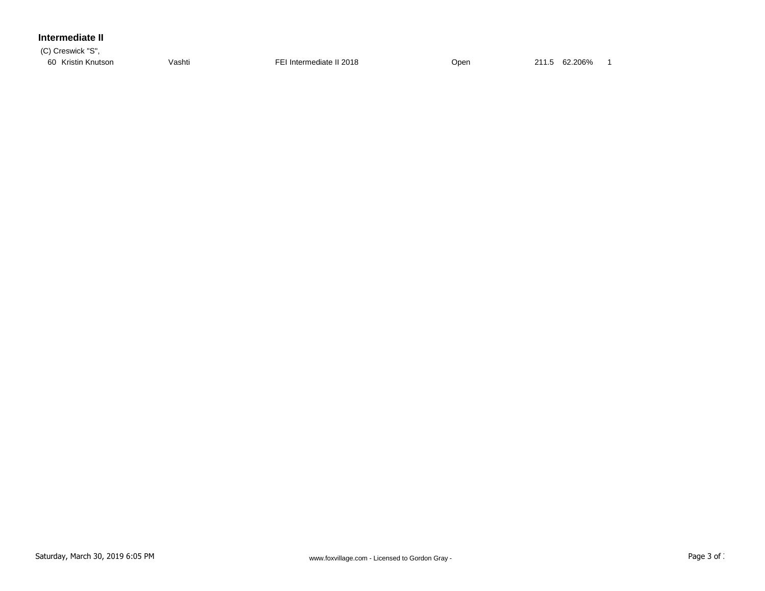### Intermediate II

(C) Creswick "S",

| | | | | | | | |
|---|---|---|---|---|---|---|---|
| 60 | Kristin Knutson | Vashti | FEI Intermediate II 2018 | Open | 211.5 | 62.206% | 1 |